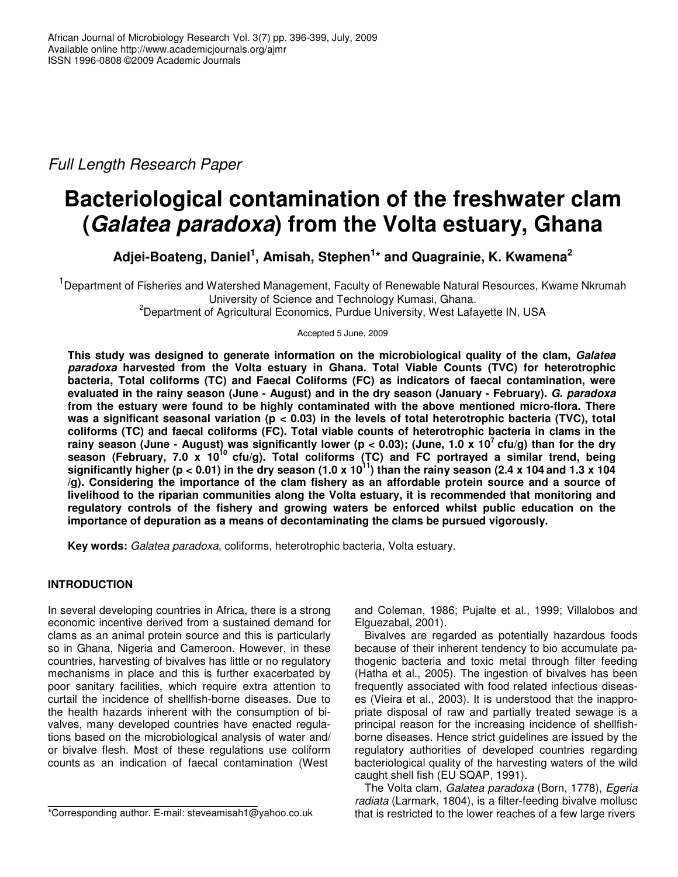African Journal of Microbiology Research Vol. 3(7) pp. 396-399, July, 2009
Available online http://www.academicjournals.org/ajmr
ISSN 1996-0808 ©2009 Academic Journals

*Full Length Research Paper*

# Bacteriological contamination of the freshwater clam (*Galatea paradoxa*) from the Volta estuary, Ghana

**Adjei-Boateng, Daniel[1], Amisah, Stephen[1]* and Quagrainie, K. Kwamena[2]**

[1]Department of Fisheries and Watershed Management, Faculty of Renewable Natural Resources, Kwame Nkrumah University of Science and Technology Kumasi, Ghana.
[2]Department of Agricultural Economics, Purdue University, West Lafayette IN, USA

Accepted 5 June, 2009

**This study was designed to generate information on the microbiological quality of the clam, *Galatea paradoxa* harvested from the Volta estuary in Ghana. Total Viable Counts (TVC) for heterotrophic bacteria, Total coliforms (TC) and Faecal Coliforms (FC) as indicators of faecal contamination, were evaluated in the rainy season (June - August) and in the dry season (January - February). *G. paradoxa* from the estuary were found to be highly contaminated with the above mentioned micro-flora. There was a significant seasonal variation ($p < 0.03$) in the levels of total heterotrophic bacteria (TVC), total coliforms (TC) and faecal coliforms (FC). Total viable counts of heterotrophic bacteria in clams in the rainy season (June - August) was significantly lower ($p < 0.03$); (June, $1.0 \times 10^7$ cfu/g) than for the dry season (February, $7.0 \times 10^{10}$ cfu/g). Total coliforms (TC) and FC portrayed a similar trend, being significantly higher ($p < 0.01$) in the dry season ($1.0 \times 10^{11}$) than the rainy season (2.4 x 104 and 1.3 x 104 /g). Considering the importance of the clam fishery as an affordable protein source and a source of livelihood to the riparian communities along the Volta estuary, it is recommended that monitoring and regulatory controls of the fishery and growing waters be enforced whilst public education on the importance of depuration as a means of decontaminating the clams be pursued vigorously.**

**Key words:** *Galatea paradoxa*, coliforms, heterotrophic bacteria, Volta estuary.

## INTRODUCTION

In several developing countries in Africa, there is a strong economic incentive derived from a sustained demand for clams as an animal protein source and this is particularly so in Ghana, Nigeria and Cameroon. However, in these countries, harvesting of bivalves has little or no regulatory mechanisms in place and this is further exacerbated by poor sanitary facilities, which require extra attention to curtail the incidence of shellfish-borne diseases. Due to the health hazards inherent with the consumption of bivalves, many developed countries have enacted regulations based on the microbiological analysis of water and/ or bivalve flesh. Most of these regulations use coliform counts as an indication of faecal contamination (West and Coleman, 1986; Pujalte et al., 1999; Villalobos and Elguezabal, 2001).

Bivalves are regarded as potentially hazardous foods because of their inherent tendency to bio accumulate pathogenic bacteria and toxic metal through filter feeding (Hatha et al., 2005). The ingestion of bivalves has been frequently associated with food related infectious diseases (Vieira et al., 2003). It is understood that the inappropriate disposal of raw and partially treated sewage is a principal reason for the increasing incidence of shellfish-borne diseases. Hence strict guidelines are issued by the regulatory authorities of developed countries regarding bacteriological quality of the harvesting waters of the wild caught shell fish (EU SQAP, 1991).

The Volta clam, *Galatea paradoxa* (Born, 1778), *Egeria radiata* (Larmark, 1804), is a filter-feeding bivalve mollusc that is restricted to the lower reaches of a few large rivers

*Corresponding author. E-mail: steveamisah1@yahoo.co.uk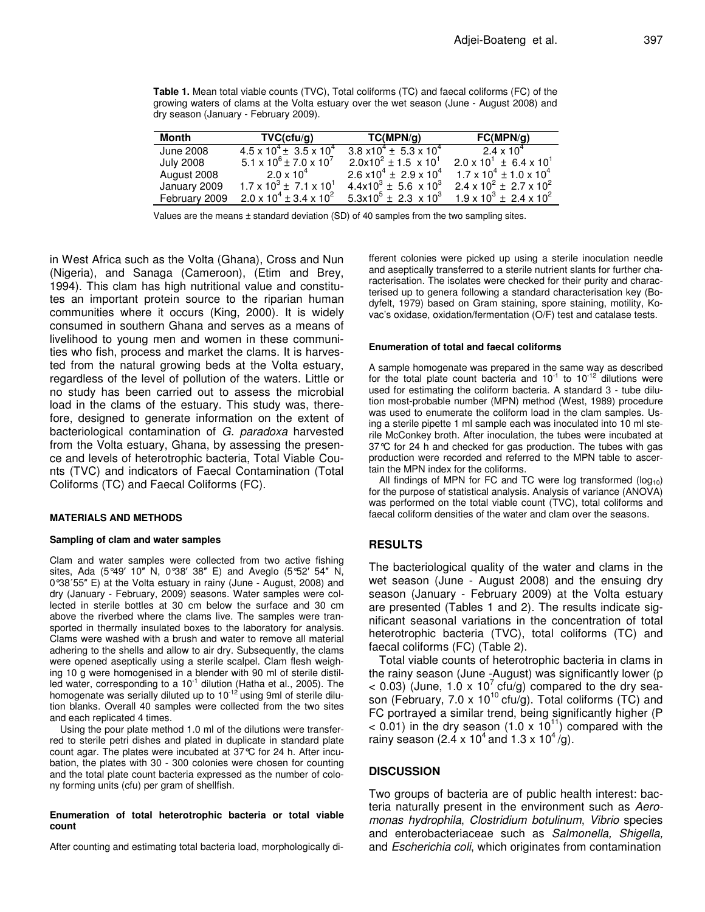**Table 1.** Mean total viable counts (TVC), Total coliforms (TC) and faecal coliforms (FC) of the growing waters of clams at the Volta estuary over the wet season (June - August 2008) and dry season (January - February 2009).

| Month | TVC(cfu/g) | TC(MPN/g) | FC(MPN/g) |
|---|---|---|---|
| June 2008 | $4.5 \times 10^4 \pm 3.5 \times 10^4$ | $3.8 \times 10^4 \pm 5.3 \times 10^4$ | $2.4 \times 10^4$ |
| July 2008 | $5.1 \times 10^6 \pm 7.0 \times 10^7$ | $2.0 \times 10^2 \pm 1.5 \times 10^1$ | $2.0 \times 10^1 \pm 6.4 \times 10^1$ |
| August 2008 | $2.0 \times 10^4$ | $2.6 \times 10^4 \pm 2.9 \times 10^4$ | $1.7 \times 10^4 \pm 1.0 \times 10^4$ |
| January 2009 | $1.7 \times 10^3 \pm 7.1 \times 10^1$ | $4.4 \times 10^3 \pm 5.6 \times 10^3$ | $2.4 \times 10^2 \pm 2.7 \times 10^2$ |
| February 2009 | $2.0 \times 10^4 \pm 3.4 \times 10^2$ | $5.3 \times 10^5 \pm 2.3 \times 10^3$ | $1.9 \times 10^3 \pm 2.4 \times 10^2$ |

Values are the means ± standard deviation (SD) of 40 samples from the two sampling sites.

in West Africa such as the Volta (Ghana), Cross and Nun (Nigeria), and Sanaga (Cameroon), (Etim and Brey, 1994). This clam has high nutritional value and constitutes an important protein source to the riparian human communities where it occurs (King, 2000). It is widely consumed in southern Ghana and serves as a means of livelihood to young men and women in these communities who fish, process and market the clams. It is harvested from the natural growing beds at the Volta estuary, regardless of the level of pollution of the waters. Little or no study has been carried out to assess the microbial load in the clams of the estuary. This study was, therefore, designed to generate information on the extent of bacteriological contamination of *G. paradoxa* harvested from the Volta estuary, Ghana, by assessing the presence and levels of heterotrophic bacteria, Total Viable Counts (TVC) and indicators of Faecal Contamination (Total Coliforms (TC) and Faecal Coliforms (FC).

## MATERIALS AND METHODS

### Sampling of clam and water samples

Clam and water samples were collected from two active fishing sites, Ada (5°49′ 10″ N, 0°38′ 38″ E) and Aveglo (5°52′ 54″ N, 0°38′55″ E) at the Volta estuary in rainy (June - August, 2008) and dry (January - February, 2009) seasons. Water samples were collected in sterile bottles at 30 cm below the surface and 30 cm above the riverbed where the clams live. The samples were transported in thermally insulated boxes to the laboratory for analysis. Clams were washed with a brush and water to remove all material adhering to the shells and allow to air dry. Subsequently, the clams were opened aseptically using a sterile scalpel. Clam flesh weighing 10 g were homogenised in a blender with 90 ml of sterile distilled water, corresponding to a $10^{-1}$ dilution (Hatha et al., 2005). The homogenate was serially diluted up to $10^{-12}$ using 9ml of sterile dilution blanks. Overall 40 samples were collected from the two sites and each replicated 4 times.

Using the pour plate method 1.0 ml of the dilutions were transferred to sterile petri dishes and plated in duplicate in standard plate count agar. The plates were incubated at 37°C for 24 h. After incubation, the plates with 30 - 300 colonies were chosen for counting and the total plate count bacteria expressed as the number of colony forming units (cfu) per gram of shellfish.

### Enumeration of total heterotrophic bacteria or total viable count

After counting and estimating total bacteria load, morphologically different colonies were picked up using a sterile inoculation needle and aseptically transferred to a sterile nutrient slants for further characterisation. The isolates were checked for their purity and characterised up to genera following a standard characterisation key (Bodyfelt, 1979) based on Gram staining, spore staining, motility, Kovac's oxidase, oxidation/fermentation (O/F) test and catalase tests.

### Enumeration of total and faecal coliforms

A sample homogenate was prepared in the same way as described for the total plate count bacteria and $10^{-1}$ to $10^{-12}$ dilutions were used for estimating the coliform bacteria. A standard 3 - tube dilution most-probable number (MPN) method (West, 1989) procedure was used to enumerate the coliform load in the clam samples. Using a sterile pipette 1 ml sample each was inoculated into 10 ml sterile McConkey broth. After inoculation, the tubes were incubated at 37°C for 24 h and checked for gas production. The tubes with gas production were recorded and referred to the MPN table to ascertain the MPN index for the coliforms.

All findings of MPN for FC and TC were log transformed ($\log_{10}$) for the purpose of statistical analysis. Analysis of variance (ANOVA) was performed on the total viable count (TVC), total coliforms and faecal coliform densities of the water and clam over the seasons.

## RESULTS

The bacteriological quality of the water and clams in the wet season (June - August 2008) and the ensuing dry season (January - February 2009) at the Volta estuary are presented (Tables 1 and 2). The results indicate significant seasonal variations in the concentration of total heterotrophic bacteria (TVC), total coliforms (TC) and faecal coliforms (FC) (Table 2).

Total viable counts of heterotrophic bacteria in clams in the rainy season (June -August) was significantly lower ($p < 0.03$) (June, $1.0 \times 10^7$ cfu/g) compared to the dry season (February, $7.0 \times 10^{10}$ cfu/g). Total coliforms (TC) and FC portrayed a similar trend, being significantly higher ($P < 0.01$) in the dry season ($1.0 \times 10^{11}$) compared with the rainy season ($2.4 \times 10^4$ and $1.3 \times 10^4$/g).

## DISCUSSION

Two groups of bacteria are of public health interest: bacteria naturally present in the environment such as *Aeromonas hydrophila*, *Clostridium botulinum*, *Vibrio* species and enterobacteriaceae such as *Salmonella, Shigella,* and *Escherichia coli*, which originates from contamination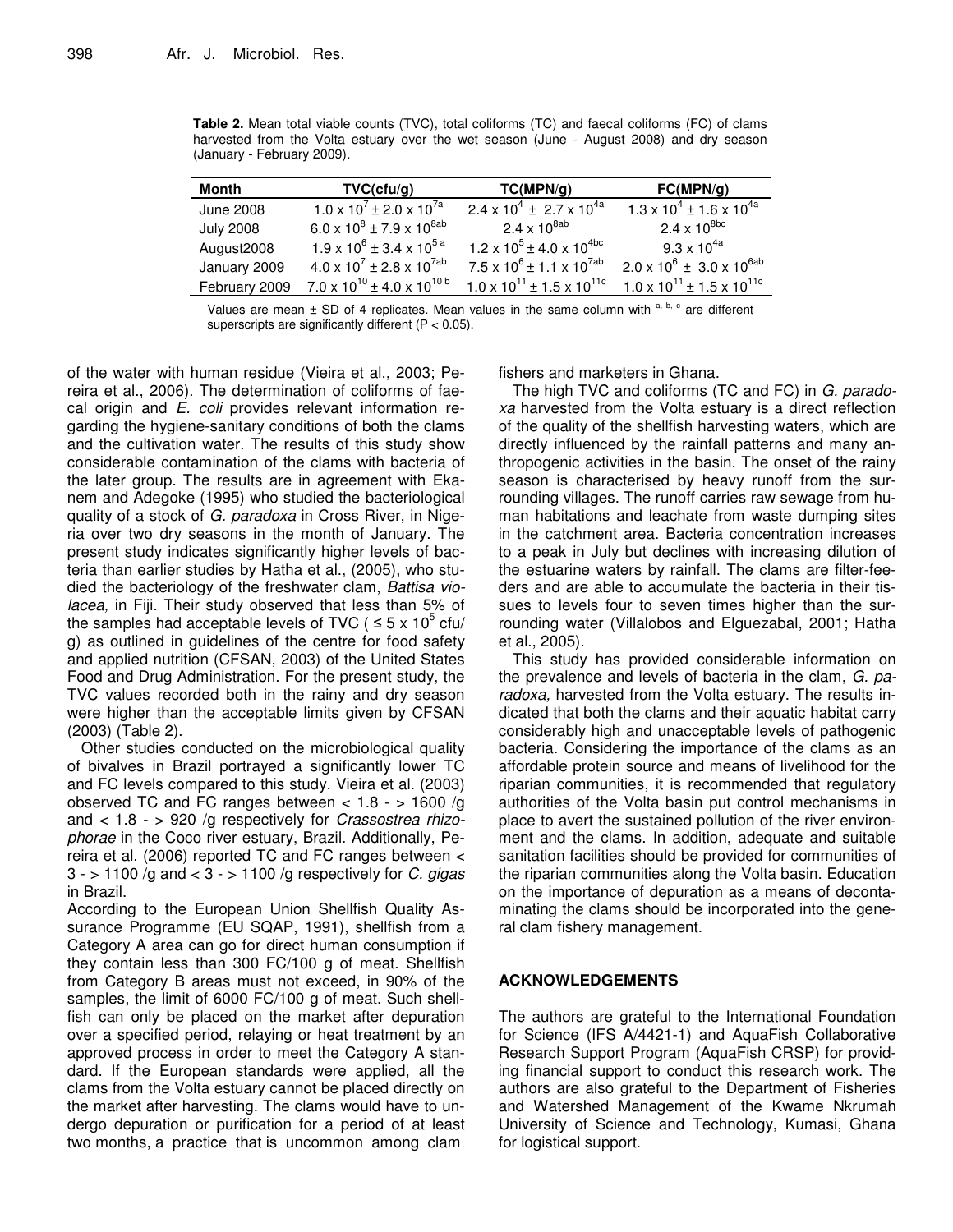**Table 2.** Mean total viable counts (TVC), total coliforms (TC) and faecal coliforms (FC) of clams harvested from the Volta estuary over the wet season (June - August 2008) and dry season (January - February 2009).

| Month | TVC(cfu/g) | TC(MPN/g) | FC(MPN/g) |
|---|---|---|---|
| June 2008 | $1.0 \times 10^{7} \pm 2.0 \times 10^{7a}$ | $2.4 \times 10^{4} \pm 2.7 \times 10^{4a}$ | $1.3 \times 10^{4} \pm 1.6 \times 10^{4a}$ |
| July 2008 | $6.0 \times 10^{8} \pm 7.9 \times 10^{8ab}$ | $2.4 \times 10^{8ab}$ | $2.4 \times 10^{8bc}$ |
| August2008 | $1.9 \times 10^{6} \pm 3.4 \times 10^{5a}$ | $1.2 \times 10^{5} \pm 4.0 \times 10^{4bc}$ | $9.3 \times 10^{4a}$ |
| January 2009 | $4.0 \times 10^{7} \pm 2.8 \times 10^{7ab}$ | $7.5 \times 10^{6} \pm 1.1 \times 10^{7ab}$ | $2.0 \times 10^{6} \pm 3.0 \times 10^{6ab}$ |
| February 2009 | $7.0 \times 10^{10} \pm 4.0 \times 10^{10b}$ | $1.0 \times 10^{11} \pm 1.5 \times 10^{11c}$ | $1.0 \times 10^{11} \pm 1.5 \times 10^{11c}$ |

Values are mean ± SD of 4 replicates. Mean values in the same column with [a, b, c] are different superscripts are significantly different ($P < 0.05$).

of the water with human residue (Vieira et al., 2003; Pereira et al., 2006). The determination of coliforms of faecal origin and *E. coli* provides relevant information regarding the hygiene-sanitary conditions of both the clams and the cultivation water. The results of this study show considerable contamination of the clams with bacteria of the later group. The results are in agreement with Ekanem and Adegoke (1995) who studied the bacteriological quality of a stock of *G. paradoxa* in Cross River, in Nigeria over two dry seasons in the month of January. The present study indicates significantly higher levels of bacteria than earlier studies by Hatha et al., (2005), who studied the bacteriology of the freshwater clam, *Battisa violacea,* in Fiji. Their study observed that less than 5% of the samples had acceptable levels of TVC ( $\leq 5 \times 10^5$ cfu/g) as outlined in guidelines of the centre for food safety and applied nutrition (CFSAN, 2003) of the United States Food and Drug Administration. For the present study, the TVC values recorded both in the rainy and dry season were higher than the acceptable limits given by CFSAN (2003) (Table 2).

Other studies conducted on the microbiological quality of bivalves in Brazil portrayed a significantly lower TC and FC levels compared to this study. Vieira et al. (2003) observed TC and FC ranges between < 1.8 - > 1600 /g and < 1.8 - > 920 /g respectively for *Crassostrea rhizophorae* in the Coco river estuary, Brazil. Additionally, Pereira et al. (2006) reported TC and FC ranges between < 3 - > 1100 /g and < 3 - > 1100 /g respectively for *C. gigas* in Brazil.

According to the European Union Shellfish Quality Assurance Programme (EU SQAP, 1991), shellfish from a Category A area can go for direct human consumption if they contain less than 300 FC/100 g of meat. Shellfish from Category B areas must not exceed, in 90% of the samples, the limit of 6000 FC/100 g of meat. Such shellfish can only be placed on the market after depuration over a specified period, relaying or heat treatment by an approved process in order to meet the Category A standard. If the European standards were applied, all the clams from the Volta estuary cannot be placed directly on the market after harvesting. The clams would have to undergo depuration or purification for a period of at least two months, a practice that is uncommon among clam fishers and marketers in Ghana.

The high TVC and coliforms (TC and FC) in *G. paradoxa* harvested from the Volta estuary is a direct reflection of the quality of the shellfish harvesting waters, which are directly influenced by the rainfall patterns and many anthropogenic activities in the basin. The onset of the rainy season is characterised by heavy runoff from the surrounding villages. The runoff carries raw sewage from human habitations and leachate from waste dumping sites in the catchment area. Bacteria concentration increases to a peak in July but declines with increasing dilution of the estuarine waters by rainfall. The clams are filter-feeders and are able to accumulate the bacteria in their tissues to levels four to seven times higher than the surrounding water (Villalobos and Elguezabal, 2001; Hatha et al., 2005).

This study has provided considerable information on the prevalence and levels of bacteria in the clam, *G. paradoxa,* harvested from the Volta estuary. The results indicated that both the clams and their aquatic habitat carry considerably high and unacceptable levels of pathogenic bacteria. Considering the importance of the clams as an affordable protein source and means of livelihood for the riparian communities, it is recommended that regulatory authorities of the Volta basin put control mechanisms in place to avert the sustained pollution of the river environment and the clams. In addition, adequate and suitable sanitation facilities should be provided for communities of the riparian communities along the Volta basin. Education on the importance of depuration as a means of decontaminating the clams should be incorporated into the general clam fishery management.

## ACKNOWLEDGEMENTS

The authors are grateful to the International Foundation for Science (IFS A/4421-1) and AquaFish Collaborative Research Support Program (AquaFish CRSP) for providing financial support to conduct this research work. The authors are also grateful to the Department of Fisheries and Watershed Management of the Kwame Nkrumah University of Science and Technology, Kumasi, Ghana for logistical support.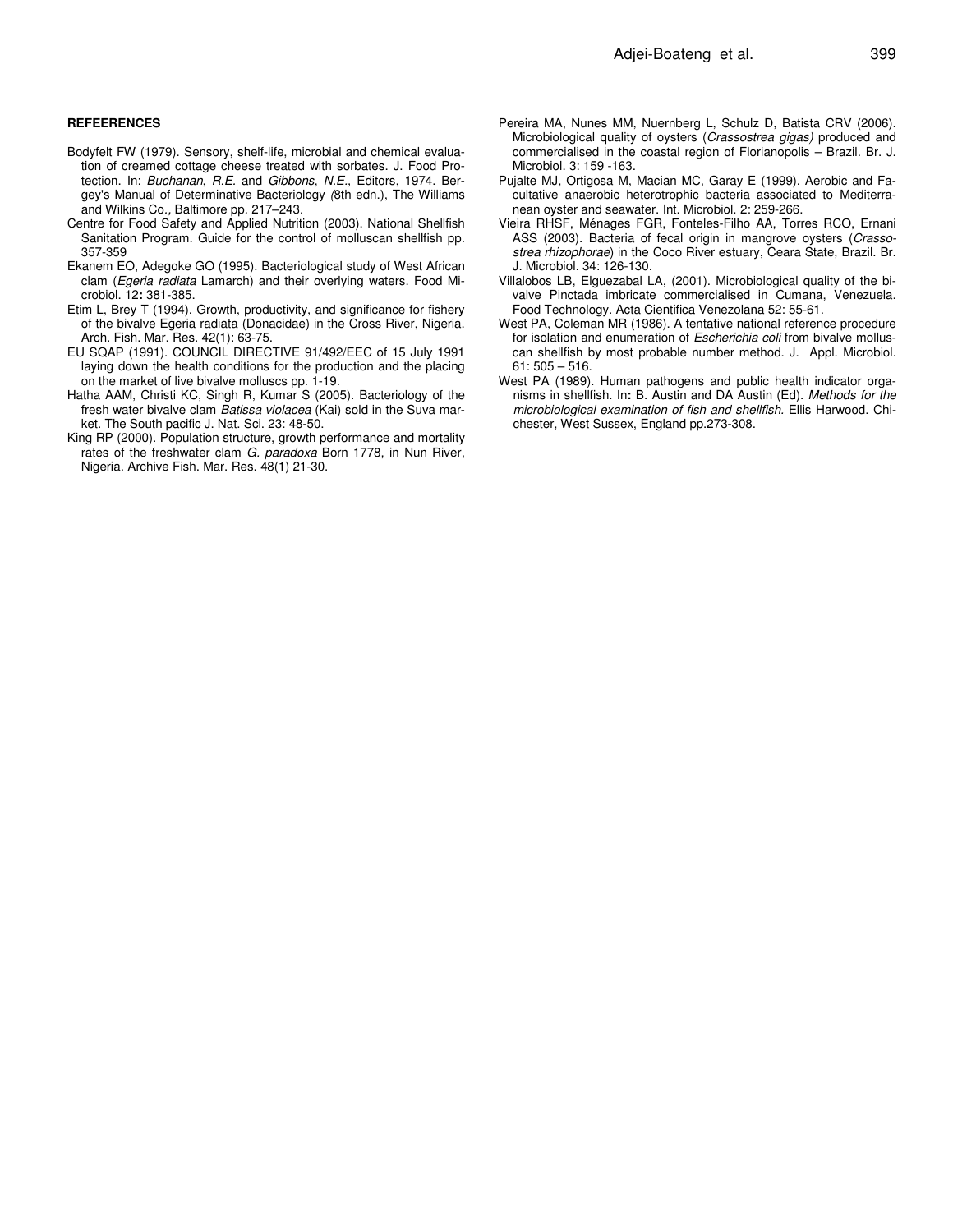**REFEERENCES**

Bodyfelt FW (1979). Sensory, shelf-life, microbial and chemical evaluation of creamed cottage cheese treated with sorbates. J. Food Protection. In: *Buchanan, R.E.* and *Gibbons*, *N.E.*, Editors, 1974. Bergey's Manual of Determinative Bacteriology *(*8th edn.), The Williams and Wilkins Co., Baltimore pp. 217–243.

Centre for Food Safety and Applied Nutrition (2003). National Shellfish Sanitation Program. Guide for the control of molluscan shellfish pp. 357-359

Ekanem EO, Adegoke GO (1995). Bacteriological study of West African clam (*Egeria radiata* Lamarch) and their overlying waters. Food Microbiol. 12**:** 381-385.

Etim L, Brey T (1994). Growth, productivity, and significance for fishery of the bivalve Egeria radiata (Donacidae) in the Cross River, Nigeria. Arch. Fish. Mar. Res. 42(1): 63-75.

EU SQAP (1991). COUNCIL DIRECTIVE 91/492/EEC of 15 July 1991 laying down the health conditions for the production and the placing on the market of live bivalve molluscs pp. 1-19.

Hatha AAM, Christi KC, Singh R, Kumar S (2005). Bacteriology of the fresh water bivalve clam *Batissa violacea* (Kai) sold in the Suva market. The South pacific J. Nat. Sci. 23: 48-50.

King RP (2000). Population structure, growth performance and mortality rates of the freshwater clam *G. paradoxa* Born 1778, in Nun River, Nigeria. Archive Fish. Mar. Res. 48(1) 21-30.

Pereira MA, Nunes MM, Nuernberg L, Schulz D, Batista CRV (2006). Microbiological quality of oysters (*Crassostrea gigas)* produced and commercialised in the coastal region of Florianopolis – Brazil. Br. J. Microbiol. 3: 159 -163.

Pujalte MJ, Ortigosa M, Macian MC, Garay E (1999). Aerobic and Facultative anaerobic heterotrophic bacteria associated to Mediterranean oyster and seawater. Int. Microbiol. 2: 259-266.

Vieira RHSF, Ménages FGR, Fonteles-Filho AA, Torres RCO, Ernani ASS (2003). Bacteria of fecal origin in mangrove oysters (*Crassostrea rhizophorae*) in the Coco River estuary, Ceara State, Brazil. Br. J. Microbiol. 34: 126-130.

Villalobos LB, Elguezabal LA, (2001). Microbiological quality of the bivalve Pinctada imbricate commercialised in Cumana, Venezuela. Food Technology. Acta Cientifica Venezolana 52: 55-61.

West PA, Coleman MR (1986). A tentative national reference procedure for isolation and enumeration of *Escherichia coli* from bivalve molluscan shellfish by most probable number method. J. Appl. Microbiol. 61: 505 – 516.

West PA (1989). Human pathogens and public health indicator organisms in shellfish. In**:** B. Austin and DA Austin (Ed). *Methods for the microbiological examination of fish and shellfish*. Ellis Harwood. Chichester, West Sussex, England pp.273-308.